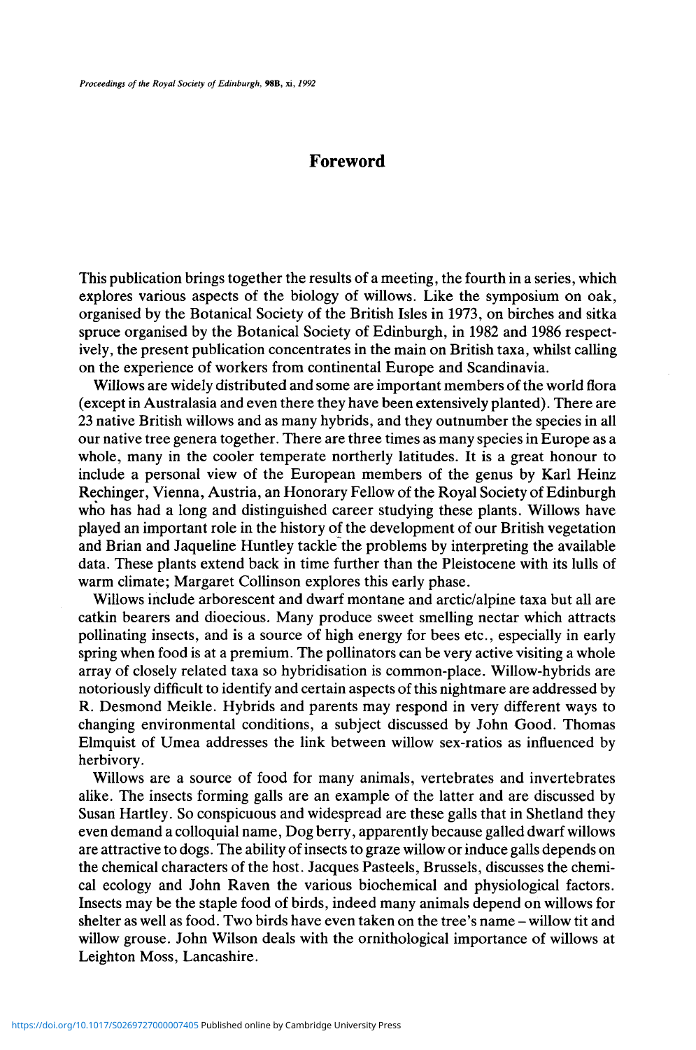# Foreword

This publication brings together the results of a meeting, the fourth in a series, which explores various aspects of the biology of willows. Like the symposium on oak, organised by the Botanical Society of the British Isles in 1973, on birches and sitka spruce organised by the Botanical Society of Edinburgh, in 1982 and 1986 respectively, the present publication concentrates in the main on British taxa, whilst calling on the experience of workers from continental Europe and Scandinavia.

Willows are widely distributed and some are important members of the world flora (except in Australasia and even there they have been extensively planted). There are 23 native British willows and as many hybrids, and they outnumber the species in all our native tree genera together. There are three times as many species in Europe as a whole, many in the cooler temperate northerly latitudes. It is a great honour to include a personal view of the European members of the genus by Karl Heinz Rechinger, Vienna, Austria, an Honorary Fellow of the Royal Society of Edinburgh who has had a long and distinguished career studying these plants. Willows have played an important role in the history of the development of our British vegetation and Brian and Jaqueline Huntley tackle the problems by interpreting the available data. These plants extend back in time further than the Pleistocene with its lulls of warm climate; Margaret Collinson explores this early phase.

Willows include arborescent and dwarf montane and arctic/alpine taxa but all are catkin bearers and dioecious. Many produce sweet smelling nectar which attracts pollinating insects, and is a source of high energy for bees etc., especially in early spring when food is at a premium. The pollinators can be very active visiting a whole array of closely related taxa so hybridisation is common-place. Willow-hybrids are notoriously difficult to identify and certain aspects of this nightmare are addressed by R. Desmond Meikle. Hybrids and parents may respond in very different ways to changing environmental conditions, a subject discussed by John Good. Thomas Elmquist of Umea addresses the link between willow sex-ratios as influenced by herbivory.

Willows are a source of food for many animals, vertebrates and invertebrates alike. The insects forming galls are an example of the latter and are discussed by Susan Hartley. So conspicuous and widespread are these galls that in Shetland they even demand a colloquial name, Dog berry, apparently because galled dwarf willows are attractive to dogs. The ability of insects to graze willow or induce galls depends on the chemical characters of the host. Jacques Pasteels, Brussels, discusses the chemical ecology and John Raven the various biochemical and physiological factors. Insects may be the staple food of birds, indeed many animals depend on willows for shelter as well as food. Two birds have even taken on the tree's name – willow tit and willow grouse. John Wilson deals with the ornithological importance of willows at Leighton Moss, Lancashire.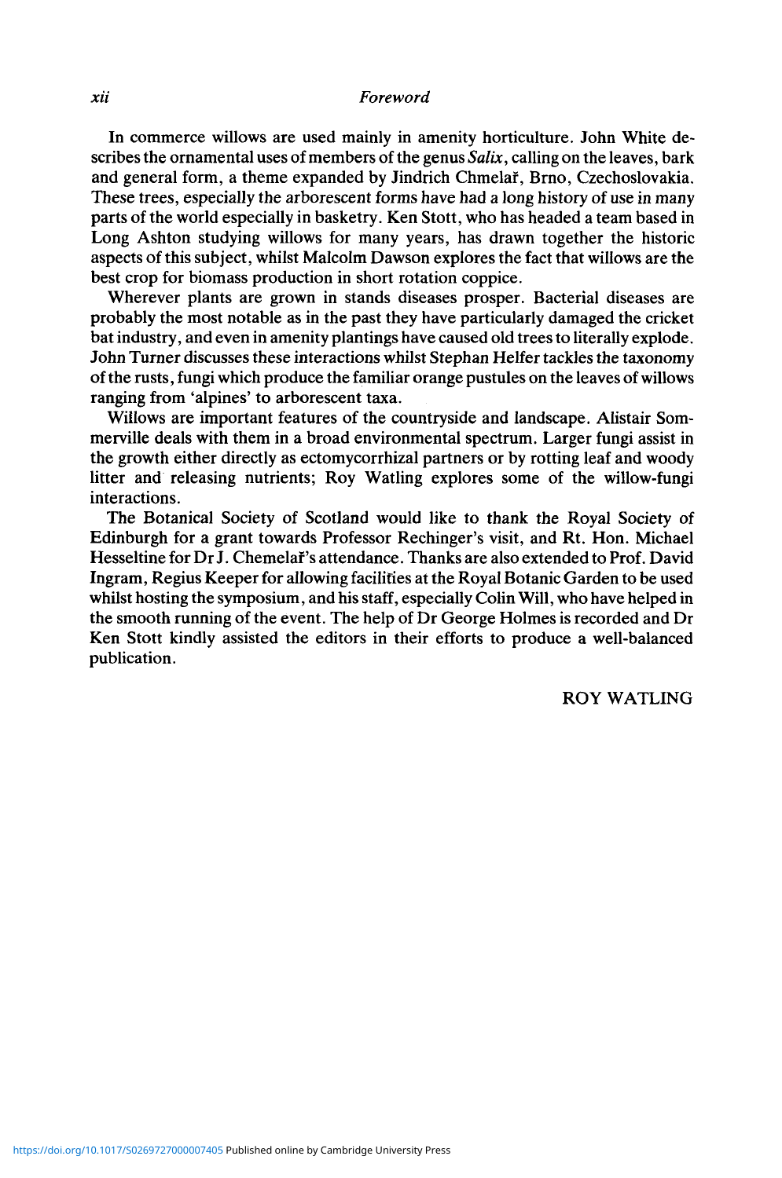In commerce willows are used mainly in amenity horticulture. John White describes the ornamental uses of members of the genus *Salix*, calling on the leaves, bark and general form, a theme expanded by Jindrich Chmelař, Brno, Czechoslovakia. These trees, especially the arborescent forms have had a long history of use in many parts of the world especially in basketry. Ken Stott, who has headed a team based in Long Ashton studying willows for many years, has drawn together the historic aspects of this subject, whilst Malcolm Dawson explores the fact that willows are the best crop for biomass production in short rotation coppice.

Wherever plants are grown in stands diseases prosper. Bacterial diseases are probably the most notable as in the past they have particularly damaged the cricket bat industry, and even in amenity plantings have caused old trees to literally explode. John Turner discusses these interactions whilst Stephan Helfer tackles the taxonomy of the rusts, fungi which produce the familiar orange pustules on the leaves of willows ranging from 'alpines' to arborescent taxa.

Willows are important features of the countryside and landscape. Alistair Sommerville deals with them in a broad environmental spectrum. Larger fungi assist in the growth either directly as ectomycorrhizal partners or by rotting leaf and woody litter and releasing nutrients; Roy Watling explores some of the willow-fungi interactions.

The Botanical Society of Scotland would like to thank the Royal Society of Edinburgh for a grant towards Professor Rechinger's visit, and Rt. Hon. Michael Hesseltine for Dr J. Chemelař's attendance. Thanks are also extended to Prof. David Ingram, Regius Keeper for allowing facilities at the Royal Botanic Garden to be used whilst hosting the symposium, and his staff, especially Colin Will, who have helped in the smooth running of the event. The help of Dr George Holmes is recorded and Dr Ken Stott kindly assisted the editors in their efforts to produce a well-balanced publication.

ROY WATLING